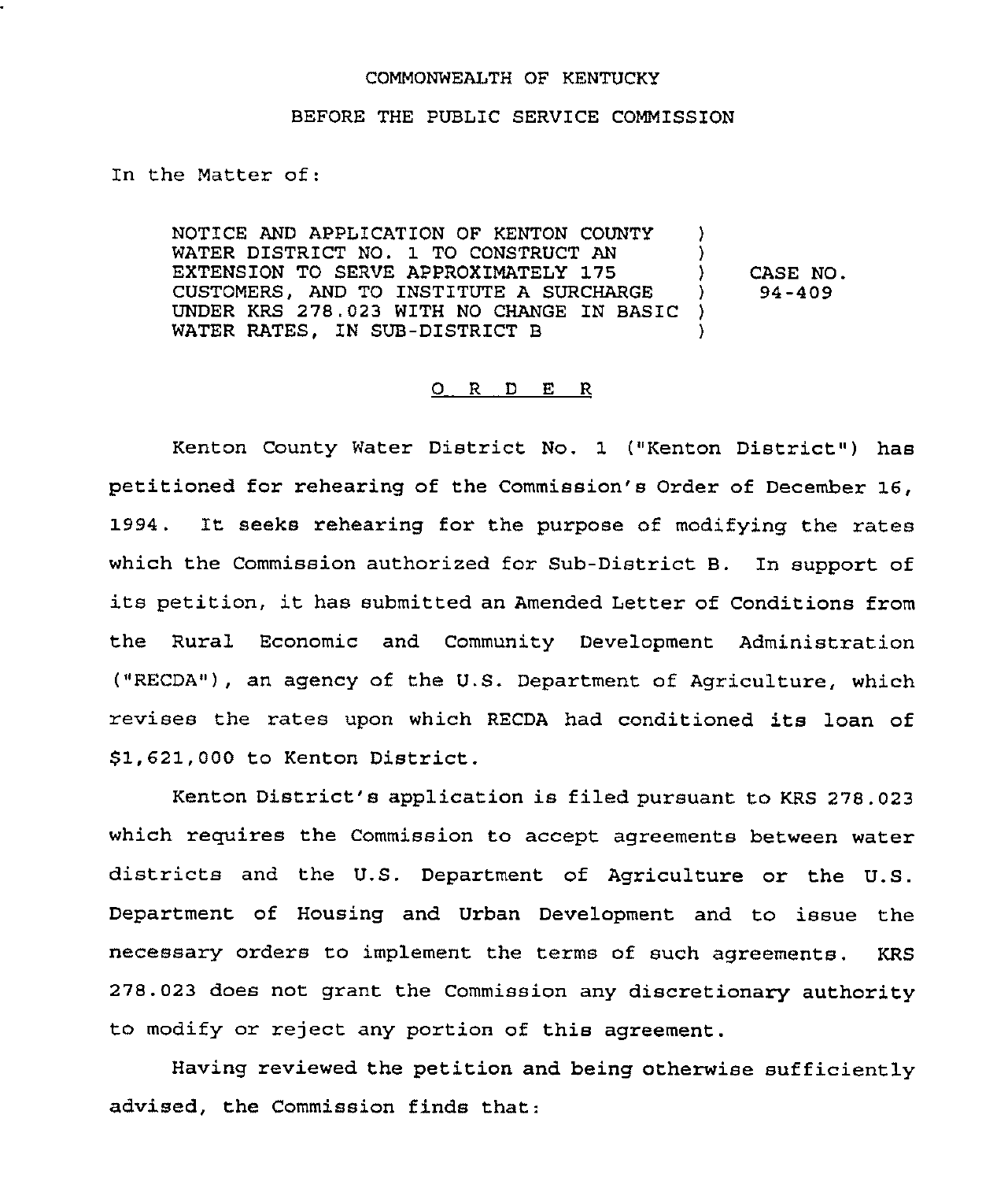COMMONWEALTH OF KENTUCKY

BEFORE THE PUBLIC SERVICE COMMISSION

In the Matter of:

NOTICE AND APPLICATION OF KENTON COUNTY WATER DISTRICT NO. 1 TO CONSTRUCT AN EXTENSION TO SERVE APPROXIMATELY 175 CUSTOMERS, AND TO INSTITUTE A SURCHARGE UNDER KRS 278.023 WITH NO CHANGE IN BASIC WATER RATES, IN SUB-DISTRICT B ) CASE NO. 94-409

## O R D E R

Kenton County Water District No. 1 ("Kenton District") has petitioned for rehearing of the Commission's Order of December 16, 1994. It seeks rehearing for the purpose of modifying the rates which the Commission authorized for Sub-District B. In support of its petition, it has submitted an Amended Letter of Conditions from the Rural Economic and Community Development Administration ("RECDA"), an agency of the U.S. Department of Agriculture, which revises the rates upon which RECDA had conditioned its loan of $1,621,000 to Kenton District.

Kenton District's application is filed pursuant to KRS 278.023 which requires the Commission to accept agreements between water districts and the U.S. Department of Agriculture or the U.S. Department of Housing and Urban Development and to issue the necessary orders to implement the terms of such agreements. KRS 278.023 does not grant the Commission any discretionary authority to modify or reject any portion of this agreement.

Having reviewed the petition and being otherwise sufficiently advised, the Commission finds that: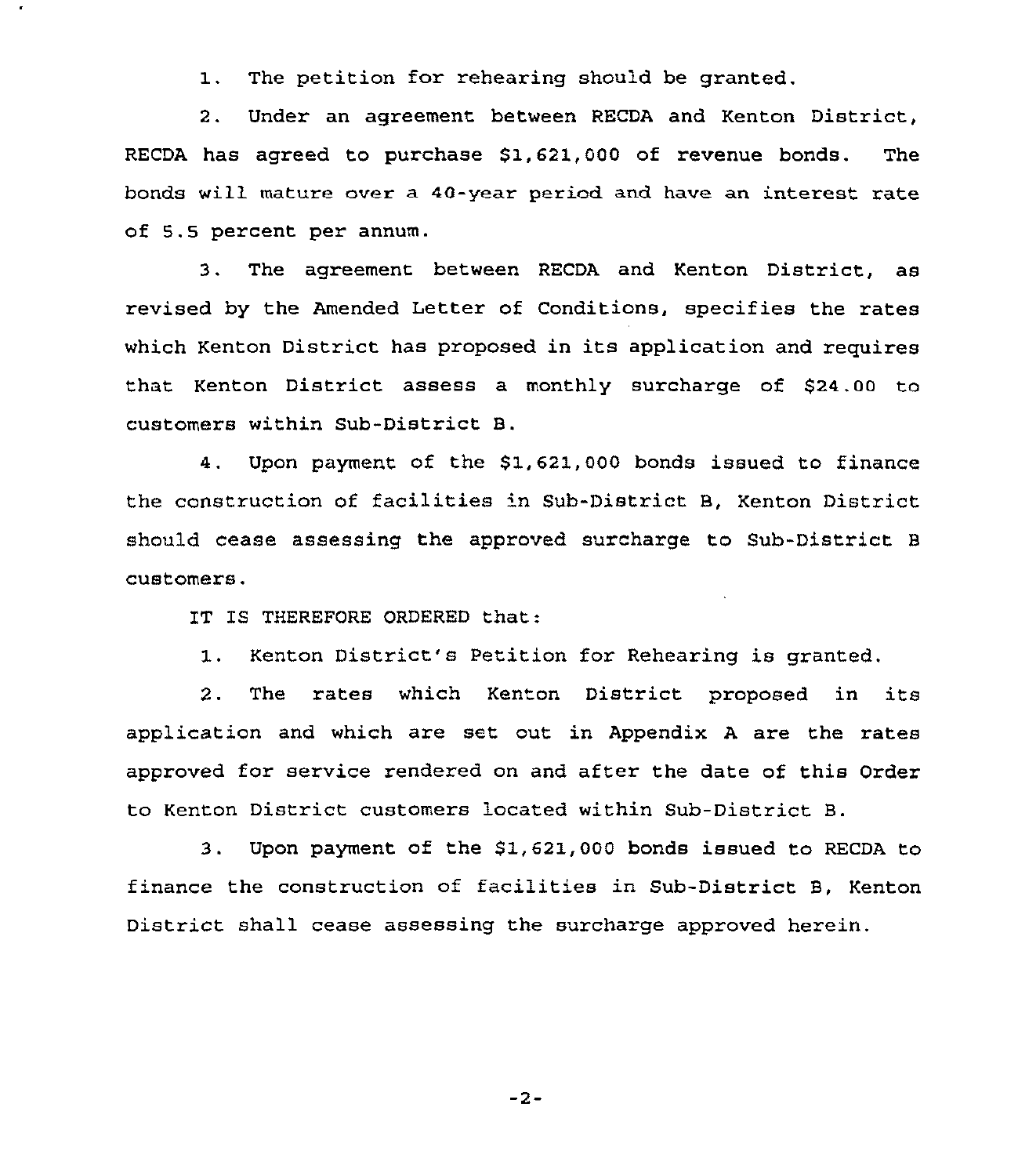1. The petition for rehearing should be granted.

2. Under an agreement between RECDA and Kenton District, RECDA has agreed to purchase $1,621,000 of revenue bonds. The bonds will mature over a 40-year period and have an interest rate of 5.5 percent per annum.

3. The agreement between RECDA and Kenton District, as revised by the Amended Letter of Conditions, specifies the rates which Kenton District has proposed in its application and requires that Kenton District assess a monthly surcharge of $24.00 to customers within Sub-District B.

4. Upon payment of the $1,621,000 bonds issued to finance the construction of facilities in Sub-District B, Kenton District should cease assessing the approved surcharge to Sub-District B customers.

IT IS THEREFORE ORDERED that:

1. Kenton District's Petition for Rehearing is granted.

2. The rates which Kenton District proposed in its application and which are set out in Appendix A are the rates approved for service rendered on and after the date of this Order to Kenton District customers located within Sub-District B.

3. Upon payment of the $1,621,000 bonds issued to RECDA to finance the construction of facilities in Sub-District B, Kenton District shall cease assessing the surcharge approved herein.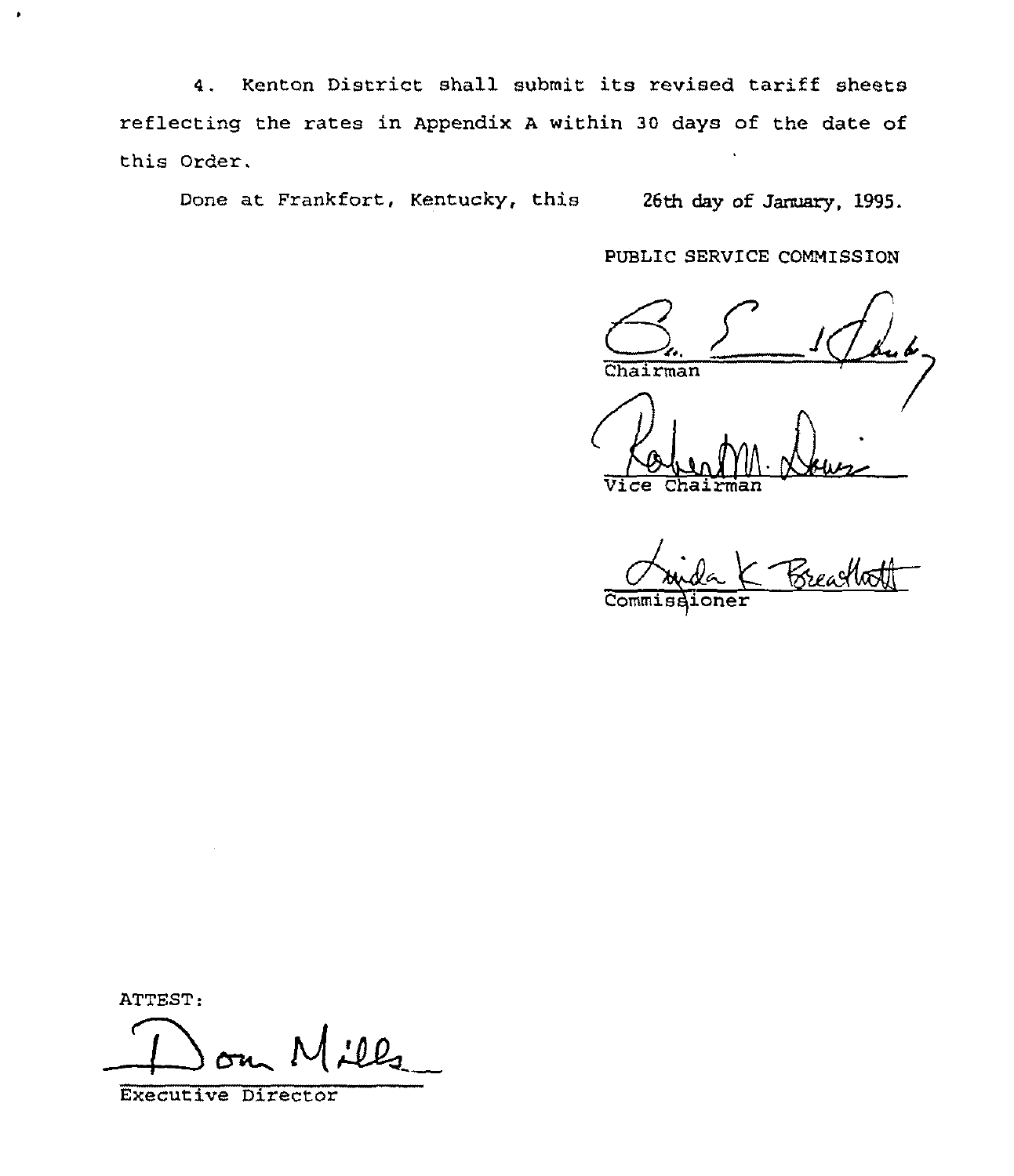4. Kenton District shall submit its revised tariff sheets reflecting the rates in Appendix A within 30 days of the date of this Order.

Done at Frankfort, Kentucky, this 26th day of January, 1995.

PUBLIC SERVICE COMMISSION

Chairman

Vice Chairman

Commissioner

ATTEST:

Executive Director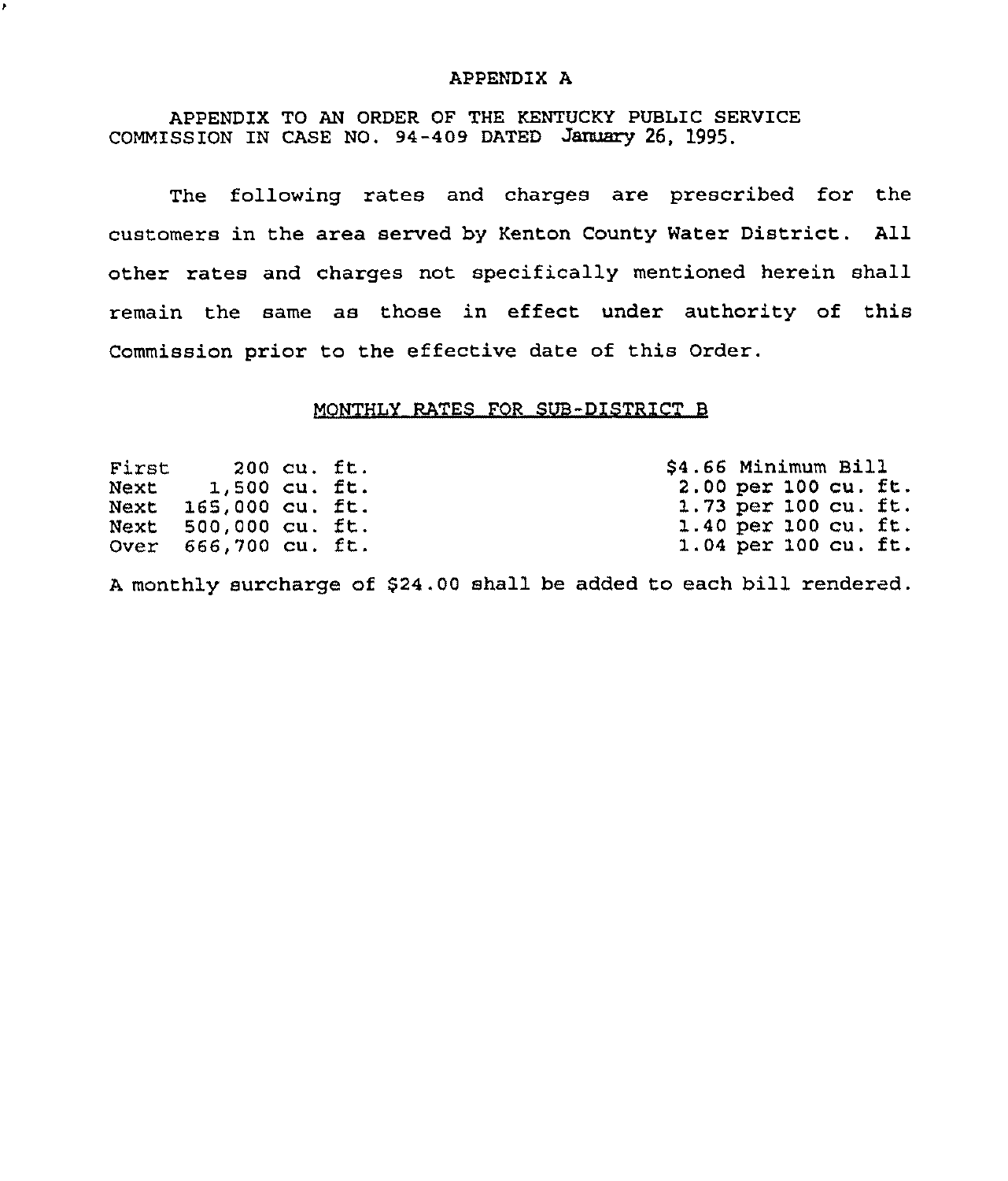# APPENDIX A

APPENDIX TO AN ORDER OF THE KENTUCKY PUBLIC SERVICE COMMISSION IN CASE NO. 94-409 DATED January 26, 1995.

The following rates and charges are prescribed for the customers in the area served by Kenton County Water District. All other rates and charges not specifically mentioned herein shall remain the same as those in effect under authority of this Commission prior to the effective date of this Order.

## MONTHLY RATES FOR SUB-DISTRICT B

| | | |
|---|---|---|
| First | 200 cu. ft. | $4.66 Minimum Bill |
| Next | 1,500 cu. ft. | 2.00 per 100 cu. ft. |
| Next | 165,000 cu. ft. | 1.73 per 100 cu. ft. |
| Next | 500,000 cu. ft. | 1.40 per 100 cu. ft. |
| Over | 666,700 cu. ft. | 1.04 per 100 cu. ft. |

A monthly surcharge of $24.00 shall be added to each bill rendered.